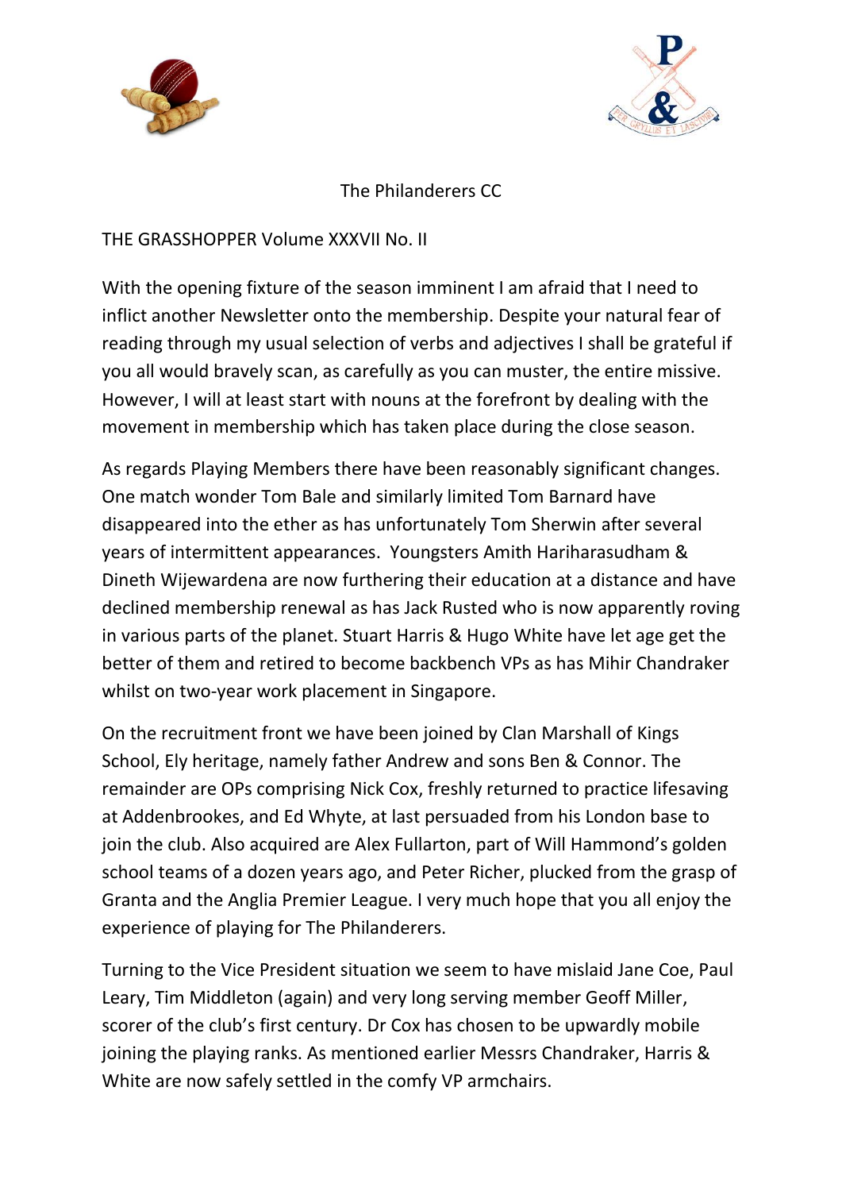# The Philanderers CC

## THE GRASSHOPPER Volume XXXVII No. II

With the opening fixture of the season imminent I am afraid that I need to inflict another Newsletter onto the membership. Despite your natural fear of reading through my usual selection of verbs and adjectives I shall be grateful if you all would bravely scan, as carefully as you can muster, the entire missive. However, I will at least start with nouns at the forefront by dealing with the movement in membership which has taken place during the close season.

As regards Playing Members there have been reasonably significant changes. One match wonder Tom Bale and similarly limited Tom Barnard have disappeared into the ether as has unfortunately Tom Sherwin after several years of intermittent appearances. Youngsters Amith Hariharasudham & Dineth Wijewardena are now furthering their education at a distance and have declined membership renewal as has Jack Rusted who is now apparently roving in various parts of the planet. Stuart Harris & Hugo White have let age get the better of them and retired to become backbench VPs as has Mihir Chandraker whilst on two-year work placement in Singapore.

On the recruitment front we have been joined by Clan Marshall of Kings School, Ely heritage, namely father Andrew and sons Ben & Connor. The remainder are OPs comprising Nick Cox, freshly returned to practice lifesaving at Addenbrookes, and Ed Whyte, at last persuaded from his London base to join the club. Also acquired are Alex Fullarton, part of Will Hammond's golden school teams of a dozen years ago, and Peter Richer, plucked from the grasp of Granta and the Anglia Premier League. I very much hope that you all enjoy the experience of playing for The Philanderers.

Turning to the Vice President situation we seem to have mislaid Jane Coe, Paul Leary, Tim Middleton (again) and very long serving member Geoff Miller, scorer of the club's first century. Dr Cox has chosen to be upwardly mobile joining the playing ranks. As mentioned earlier Messrs Chandraker, Harris & White are now safely settled in the comfy VP armchairs.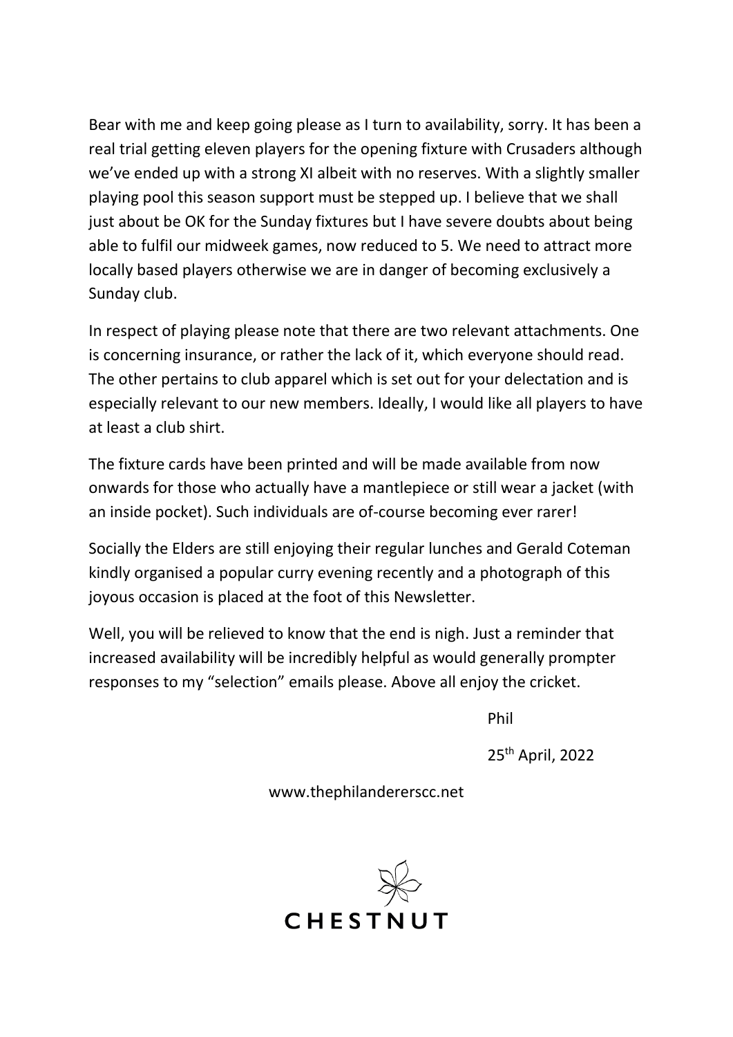Bear with me and keep going please as I turn to availability, sorry. It has been a real trial getting eleven players for the opening fixture with Crusaders although we've ended up with a strong XI albeit with no reserves. With a slightly smaller playing pool this season support must be stepped up. I believe that we shall just about be OK for the Sunday fixtures but I have severe doubts about being able to fulfil our midweek games, now reduced to 5. We need to attract more locally based players otherwise we are in danger of becoming exclusively a Sunday club.

In respect of playing please note that there are two relevant attachments. One is concerning insurance, or rather the lack of it, which everyone should read. The other pertains to club apparel which is set out for your delectation and is especially relevant to our new members. Ideally, I would like all players to have at least a club shirt.

The fixture cards have been printed and will be made available from now onwards for those who actually have a mantlepiece or still wear a jacket (with an inside pocket). Such individuals are of-course becoming ever rarer!

Socially the Elders are still enjoying their regular lunches and Gerald Coteman kindly organised a popular curry evening recently and a photograph of this joyous occasion is placed at the foot of this Newsletter.

Well, you will be relieved to know that the end is nigh. Just a reminder that increased availability will be incredibly helpful as would generally prompter responses to my "selection" emails please. Above all enjoy the cricket.

Phil

25th April, 2022

www.thephilandererscc.net

CHESTNUT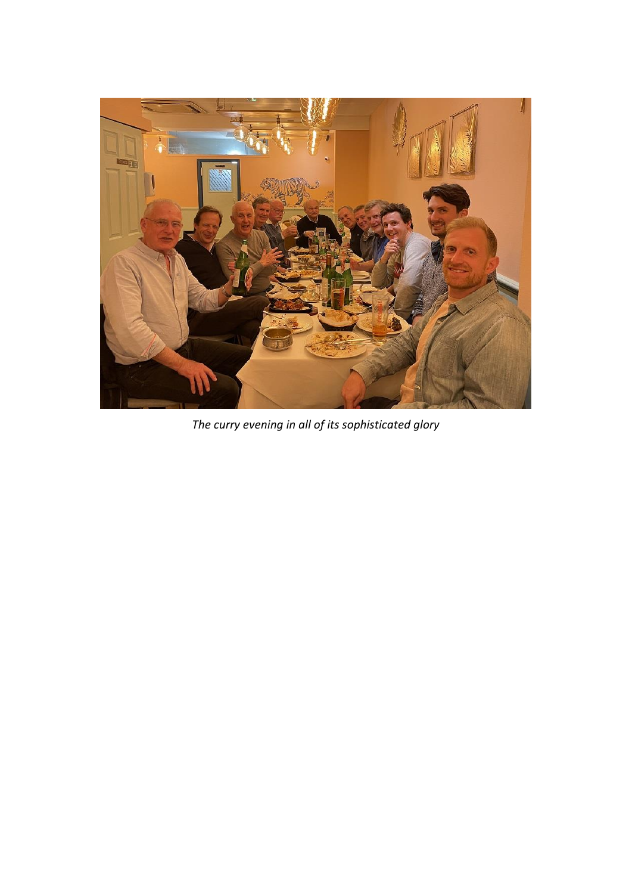*The curry evening in all of its sophisticated glory*